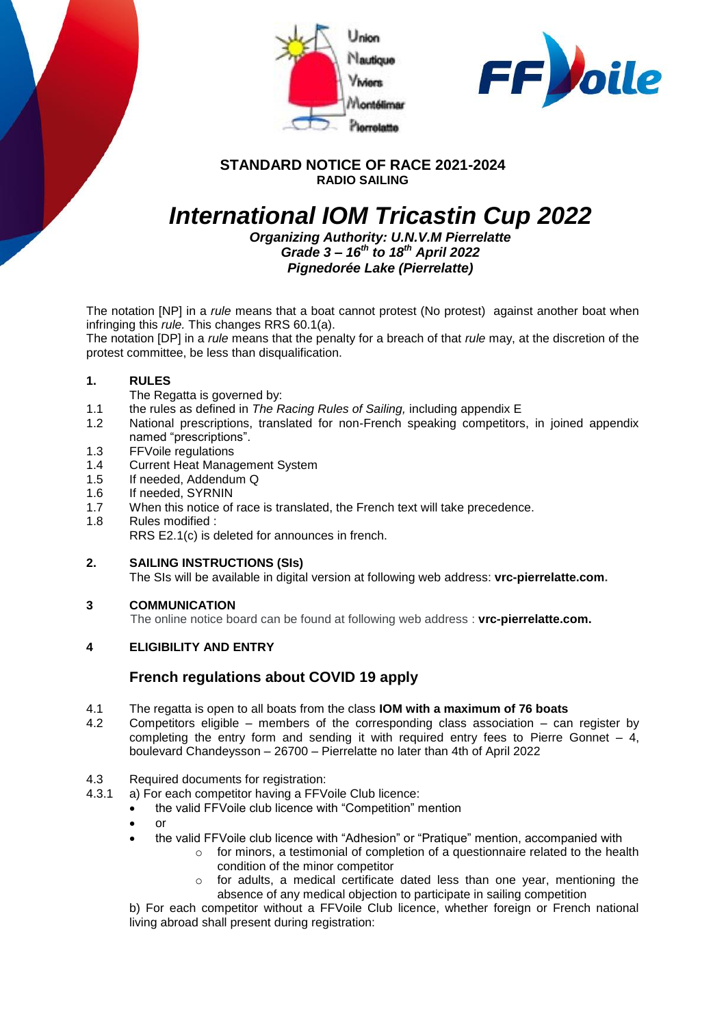**STANDARD NOTICE OF RACE 2021-2024**
**RADIO SAILING**

# *International IOM Tricastin Cup 2022*

***Organizing Authority: U.N.V.M Pierrelatte***
***Grade 3 – 16th to 18th April 2022***
***Pignedorée Lake (Pierrelatte)***

The notation [NP] in a *rule* means that a boat cannot protest (No protest) against another boat when infringing this *rule.* This changes RRS 60.1(a).
The notation [DP] in a *rule* means that the penalty for a breach of that *rule* may, at the discretion of the protest committee, be less than disqualification.

## 1. RULES

The Regatta is governed by:

1.1 the rules as defined in *The Racing Rules of Sailing,* including appendix E
1.2 National prescriptions, translated for non-French speaking competitors, in joined appendix named "prescriptions".
1.3 FFVoile regulations
1.4 Current Heat Management System
1.5 If needed, Addendum Q
1.6 If needed, SYRNIN
1.7 When this notice of race is translated, the French text will take precedence.
1.8 Rules modified :
RRS E2.1(c) is deleted for announces in french.

## 2. SAILING INSTRUCTIONS (SIs)

The SIs will be available in digital version at following web address: **vrc-pierrelatte.com.**

## 3 COMMUNICATION

The online notice board can be found at following web address : **vrc-pierrelatte.com.**

## 4 ELIGIBILITY AND ENTRY

### French regulations about COVID 19 apply

4.1 The regatta is open to all boats from the class **IOM with a maximum of 76 boats**
4.2 Competitors eligible – members of the corresponding class association – can register by completing the entry form and sending it with required entry fees to Pierre Gonnet – 4, boulevard Chandeysson – 26700 – Pierrelatte no later than 4th of April 2022

4.3 Required documents for registration:
4.3.1 a) For each competitor having a FFVoile Club licence:

- the valid FFVoile club licence with "Competition" mention
- or
- the valid FFVoile club licence with "Adhesion" or "Pratique" mention, accompanied with
  - for minors, a testimonial of completion of a questionnaire related to the health condition of the minor competitor
  - for adults, a medical certificate dated less than one year, mentioning the absence of any medical objection to participate in sailing competition

b) For each competitor without a FFVoile Club licence, whether foreign or French national living abroad shall present during registration: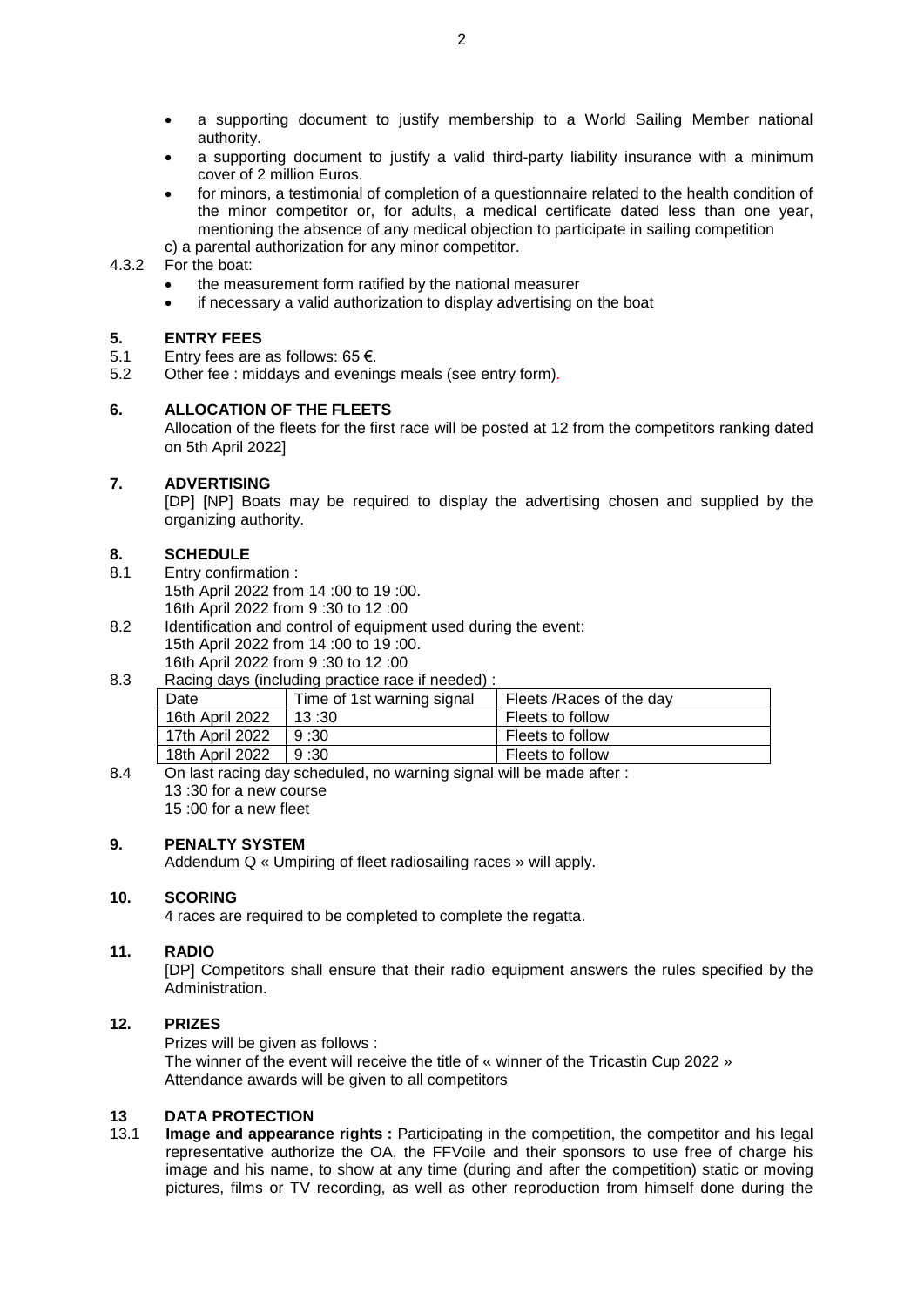- a supporting document to justify membership to a World Sailing Member national authority.
- a supporting document to justify a valid third-party liability insurance with a minimum cover of 2 million Euros.
- for minors, a testimonial of completion of a questionnaire related to the health condition of the minor competitor or, for adults, a medical certificate dated less than one year, mentioning the absence of any medical objection to participate in sailing competition

c) a parental authorization for any minor competitor.

4.3.2 For the boat:

- the measurement form ratified by the national measurer
- if necessary a valid authorization to display advertising on the boat

## 5. ENTRY FEES

5.1 Entry fees are as follows: 65 €.

5.2 Other fee : middays and evenings meals (see entry form).

## 6. ALLOCATION OF THE FLEETS

Allocation of the fleets for the first race will be posted at 12 from the competitors ranking dated on 5th April 2022]

## 7. ADVERTISING

[DP] [NP] Boats may be required to display the advertising chosen and supplied by the organizing authority.

## 8. SCHEDULE

8.1 Entry confirmation :
15th April 2022 from 14 :00 to 19 :00.
16th April 2022 from 9 :30 to 12 :00

8.2 Identification and control of equipment used during the event:
15th April 2022 from 14 :00 to 19 :00.
16th April 2022 from 9 :30 to 12 :00

8.3 Racing days (including practice race if needed) :

| Date | Time of 1st warning signal | Fleets /Races of the day |
|---|---|---|
| 16th April 2022 | 13 :30 | Fleets to follow |
| 17th April 2022 | 9 :30 | Fleets to follow |
| 18th April 2022 | 9 :30 | Fleets to follow |

8.4 On last racing day scheduled, no warning signal will be made after :
13 :30 for a new course
15 :00 for a new fleet

## 9. PENALTY SYSTEM

Addendum Q « Umpiring of fleet radiosailing races » will apply.

## 10. SCORING

4 races are required to be completed to complete the regatta.

## 11. RADIO

[DP] Competitors shall ensure that their radio equipment answers the rules specified by the Administration.

## 12. PRIZES

Prizes will be given as follows :
The winner of the event will receive the title of « winner of the Tricastin Cup 2022 »
Attendance awards will be given to all competitors

## 13 DATA PROTECTION

13.1 **Image and appearance rights :** Participating in the competition, the competitor and his legal representative authorize the OA, the FFVoile and their sponsors to use free of charge his image and his name, to show at any time (during and after the competition) static or moving pictures, films or TV recording, as well as other reproduction from himself done during the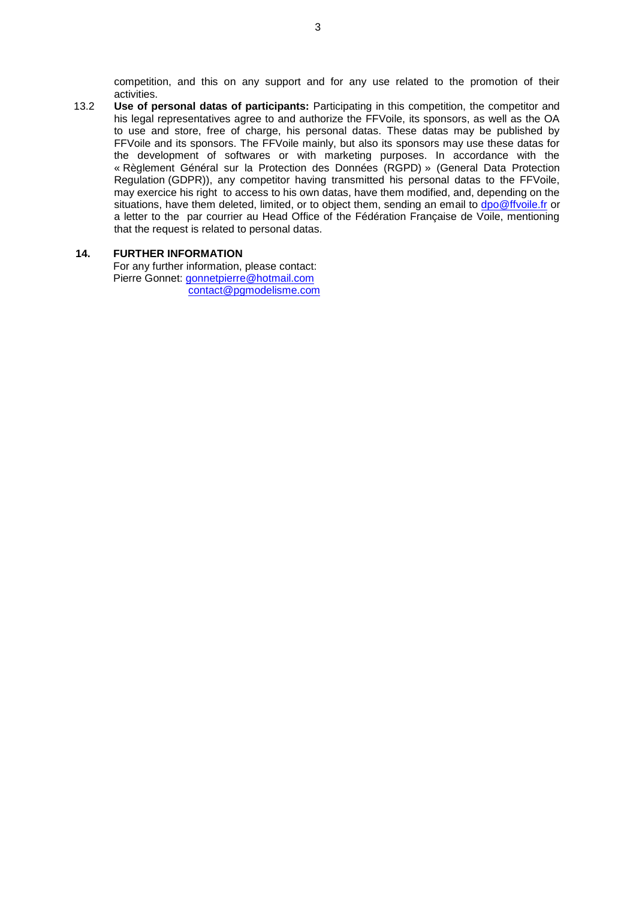competition, and this on any support and for any use related to the promotion of their activities.

13.2 **Use of personal datas of participants:** Participating in this competition, the competitor and his legal representatives agree to and authorize the FFVoile, its sponsors, as well as the OA to use and store, free of charge, his personal datas. These datas may be published by FFVoile and its sponsors. The FFVoile mainly, but also its sponsors may use these datas for the development of softwares or with marketing purposes. In accordance with the « Règlement Général sur la Protection des Données (RGPD) » (General Data Protection Regulation (GDPR)), any competitor having transmitted his personal datas to the FFVoile, may exercice his right to access to his own datas, have them modified, and, depending on the situations, have them deleted, limited, or to object them, sending an email to dpo@ffvoile.fr or a letter to the par courrier au Head Office of the Fédération Française de Voile, mentioning that the request is related to personal datas.

## 14. FURTHER INFORMATION

For any further information, please contact:
Pierre Gonnet: gonnetpierre@hotmail.com
contact@pgmodelisme.com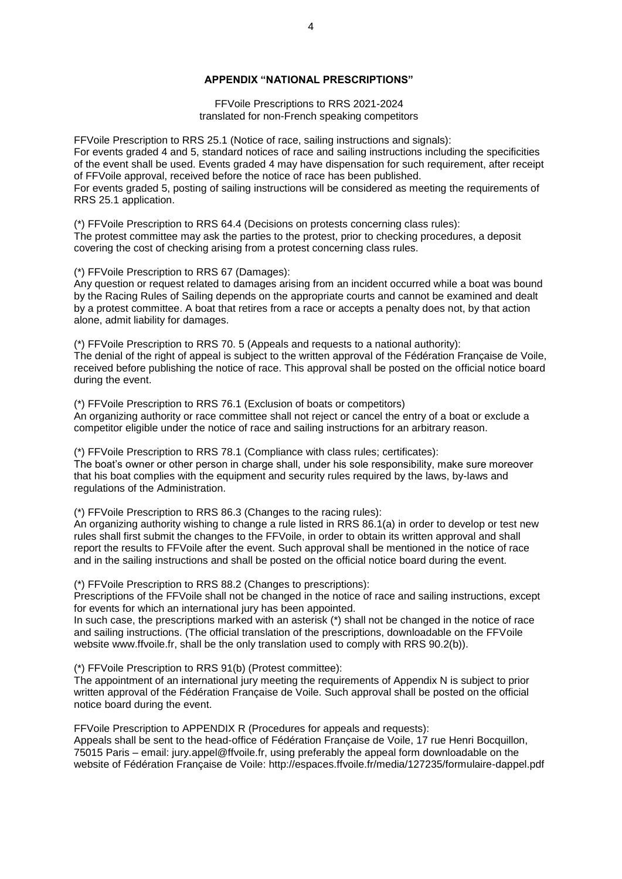## APPENDIX "NATIONAL PRESCRIPTIONS"

FFVoile Prescriptions to RRS 2021-2024
translated for non-French speaking competitors

FFVoile Prescription to RRS 25.1 (Notice of race, sailing instructions and signals):
For events graded 4 and 5, standard notices of race and sailing instructions including the specificities of the event shall be used. Events graded 4 may have dispensation for such requirement, after receipt of FFVoile approval, received before the notice of race has been published.
For events graded 5, posting of sailing instructions will be considered as meeting the requirements of RRS 25.1 application.

(*) FFVoile Prescription to RRS 64.4 (Decisions on protests concerning class rules):
The protest committee may ask the parties to the protest, prior to checking procedures, a deposit covering the cost of checking arising from a protest concerning class rules.

(*) FFVoile Prescription to RRS 67 (Damages):
Any question or request related to damages arising from an incident occurred while a boat was bound by the Racing Rules of Sailing depends on the appropriate courts and cannot be examined and dealt by a protest committee. A boat that retires from a race or accepts a penalty does not, by that action alone, admit liability for damages.

(*) FFVoile Prescription to RRS 70. 5 (Appeals and requests to a national authority):
The denial of the right of appeal is subject to the written approval of the Fédération Française de Voile, received before publishing the notice of race. This approval shall be posted on the official notice board during the event.

(*) FFVoile Prescription to RRS 76.1 (Exclusion of boats or competitors)
An organizing authority or race committee shall not reject or cancel the entry of a boat or exclude a competitor eligible under the notice of race and sailing instructions for an arbitrary reason.

(*) FFVoile Prescription to RRS 78.1 (Compliance with class rules; certificates):
The boat's owner or other person in charge shall, under his sole responsibility, make sure moreover that his boat complies with the equipment and security rules required by the laws, by-laws and regulations of the Administration.

(*) FFVoile Prescription to RRS 86.3 (Changes to the racing rules):
An organizing authority wishing to change a rule listed in RRS 86.1(a) in order to develop or test new rules shall first submit the changes to the FFVoile, in order to obtain its written approval and shall report the results to FFVoile after the event. Such approval shall be mentioned in the notice of race and in the sailing instructions and shall be posted on the official notice board during the event.

(*) FFVoile Prescription to RRS 88.2 (Changes to prescriptions):
Prescriptions of the FFVoile shall not be changed in the notice of race and sailing instructions, except for events for which an international jury has been appointed.
In such case, the prescriptions marked with an asterisk (*) shall not be changed in the notice of race and sailing instructions. (The official translation of the prescriptions, downloadable on the FFVoile website www.ffvoile.fr, shall be the only translation used to comply with RRS 90.2(b)).

(*) FFVoile Prescription to RRS 91(b) (Protest committee):
The appointment of an international jury meeting the requirements of Appendix N is subject to prior written approval of the Fédération Française de Voile. Such approval shall be posted on the official notice board during the event.

FFVoile Prescription to APPENDIX R (Procedures for appeals and requests):
Appeals shall be sent to the head-office of Fédération Française de Voile, 17 rue Henri Bocquillon, 75015 Paris – email: jury.appel@ffvoile.fr, using preferably the appeal form downloadable on the website of Fédération Française de Voile: http://espaces.ffvoile.fr/media/127235/formulaire-dappel.pdf